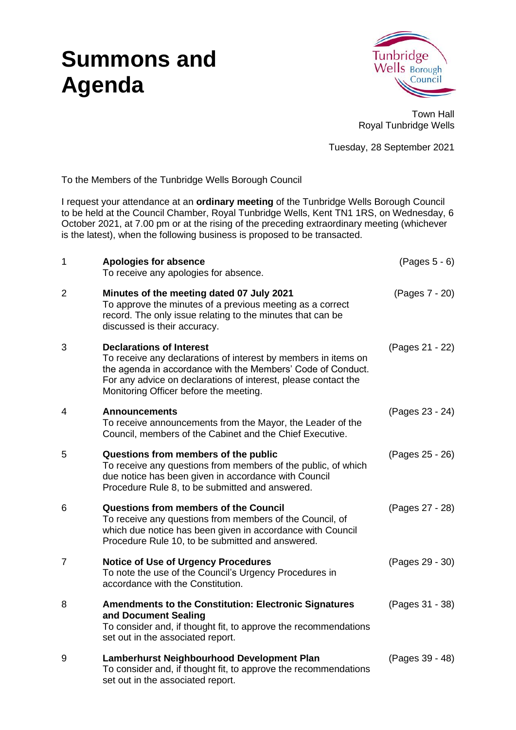# Summons and Agenda

Tunbridge Wells Borough Council

Town Hall
Royal Tunbridge Wells

Tuesday, 28 September 2021

To the Members of the Tunbridge Wells Borough Council

I request your attendance at an **ordinary meeting** of the Tunbridge Wells Borough Council to be held at the Council Chamber, Royal Tunbridge Wells, Kent TN1 1RS, on Wednesday, 6 October 2021, at 7.00 pm or at the rising of the preceding extraordinary meeting (whichever is the latest), when the following business is proposed to be transacted.

| | | |
|---|---|---|
| 1 | **Apologies for absence**<br>To receive any apologies for absence. | (Pages 5 - 6) |
| 2 | **Minutes of the meeting dated 07 July 2021**<br>To approve the minutes of a previous meeting as a correct record. The only issue relating to the minutes that can be discussed is their accuracy. | (Pages 7 - 20) |
| 3 | **Declarations of Interest**<br>To receive any declarations of interest by members in items on the agenda in accordance with the Members' Code of Conduct. For any advice on declarations of interest, please contact the Monitoring Officer before the meeting. | (Pages 21 - 22) |
| 4 | **Announcements**<br>To receive announcements from the Mayor, the Leader of the Council, members of the Cabinet and the Chief Executive. | (Pages 23 - 24) |
| 5 | **Questions from members of the public**<br>To receive any questions from members of the public, of which due notice has been given in accordance with Council Procedure Rule 8, to be submitted and answered. | (Pages 25 - 26) |
| 6 | **Questions from members of the Council**<br>To receive any questions from members of the Council, of which due notice has been given in accordance with Council Procedure Rule 10, to be submitted and answered. | (Pages 27 - 28) |
| 7 | **Notice of Use of Urgency Procedures**<br>To note the use of the Council's Urgency Procedures in accordance with the Constitution. | (Pages 29 - 30) |
| 8 | **Amendments to the Constitution: Electronic Signatures and Document Sealing**<br>To consider and, if thought fit, to approve the recommendations set out in the associated report. | (Pages 31 - 38) |
| 9 | **Lamberhurst Neighbourhood Development Plan**<br>To consider and, if thought fit, to approve the recommendations set out in the associated report. | (Pages 39 - 48) |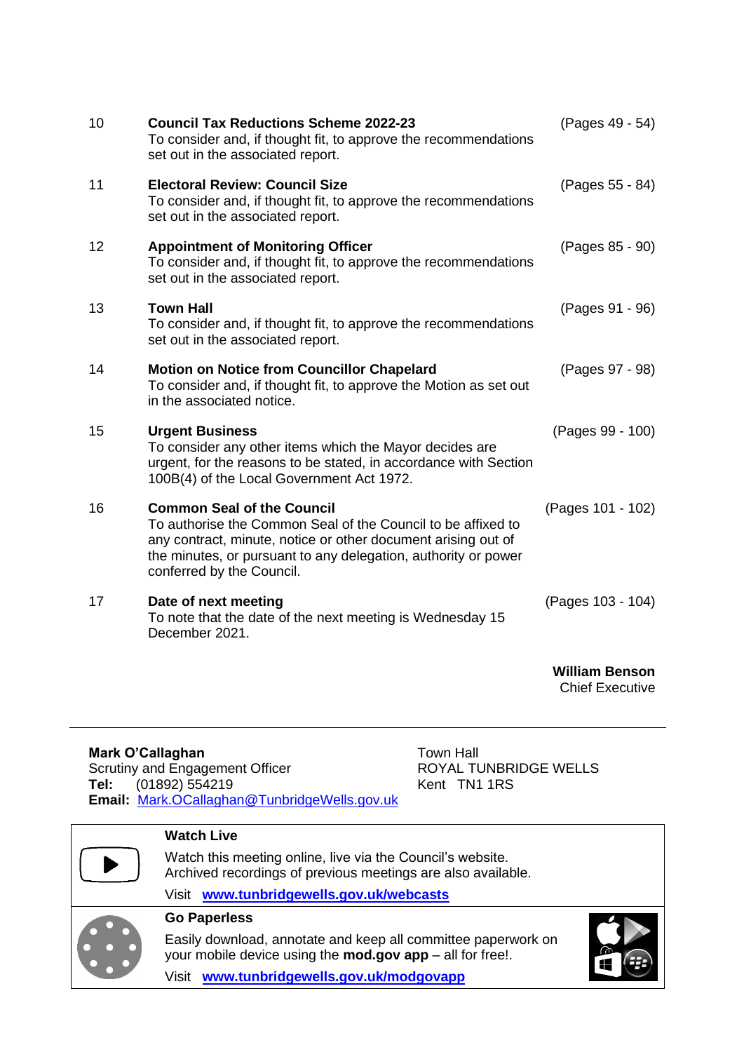| | | |
|---|---|---|
| 10 | **Council Tax Reductions Scheme 2022-23**<br>To consider and, if thought fit, to approve the recommendations set out in the associated report. | (Pages 49 - 54) |
| 11 | **Electoral Review: Council Size**<br>To consider and, if thought fit, to approve the recommendations set out in the associated report. | (Pages 55 - 84) |
| 12 | **Appointment of Monitoring Officer**<br>To consider and, if thought fit, to approve the recommendations set out in the associated report. | (Pages 85 - 90) |
| 13 | **Town Hall**<br>To consider and, if thought fit, to approve the recommendations set out in the associated report. | (Pages 91 - 96) |
| 14 | **Motion on Notice from Councillor Chapelard**<br>To consider and, if thought fit, to approve the Motion as set out in the associated notice. | (Pages 97 - 98) |
| 15 | **Urgent Business**<br>To consider any other items which the Mayor decides are urgent, for the reasons to be stated, in accordance with Section 100B(4) of the Local Government Act 1972. | (Pages 99 - 100) |
| 16 | **Common Seal of the Council**<br>To authorise the Common Seal of the Council to be affixed to any contract, minute, notice or other document arising out of the minutes, or pursuant to any delegation, authority or power conferred by the Council. | (Pages 101 - 102) |
| 17 | **Date of next meeting**<br>To note that the date of the next meeting is Wednesday 15 December 2021. | (Pages 103 - 104) |

**William Benson**
Chief Executive

---

**Mark O'Callaghan**
Scrutiny and Engagement Officer
**Tel:** (01892) 554219
**Email:** Mark.OCallaghan@TunbridgeWells.gov.uk

Town Hall
ROYAL TUNBRIDGE WELLS
Kent TN1 1RS

**Watch Live**

Watch this meeting online, live via the Council's website.
Archived recordings of previous meetings are also available.

Visit **www.tunbridgewells.gov.uk/webcasts**

**Go Paperless**

Easily download, annotate and keep all committee paperwork on your mobile device using the **mod.gov app** – all for free!.

Visit **www.tunbridgewells.gov.uk/modgovapp**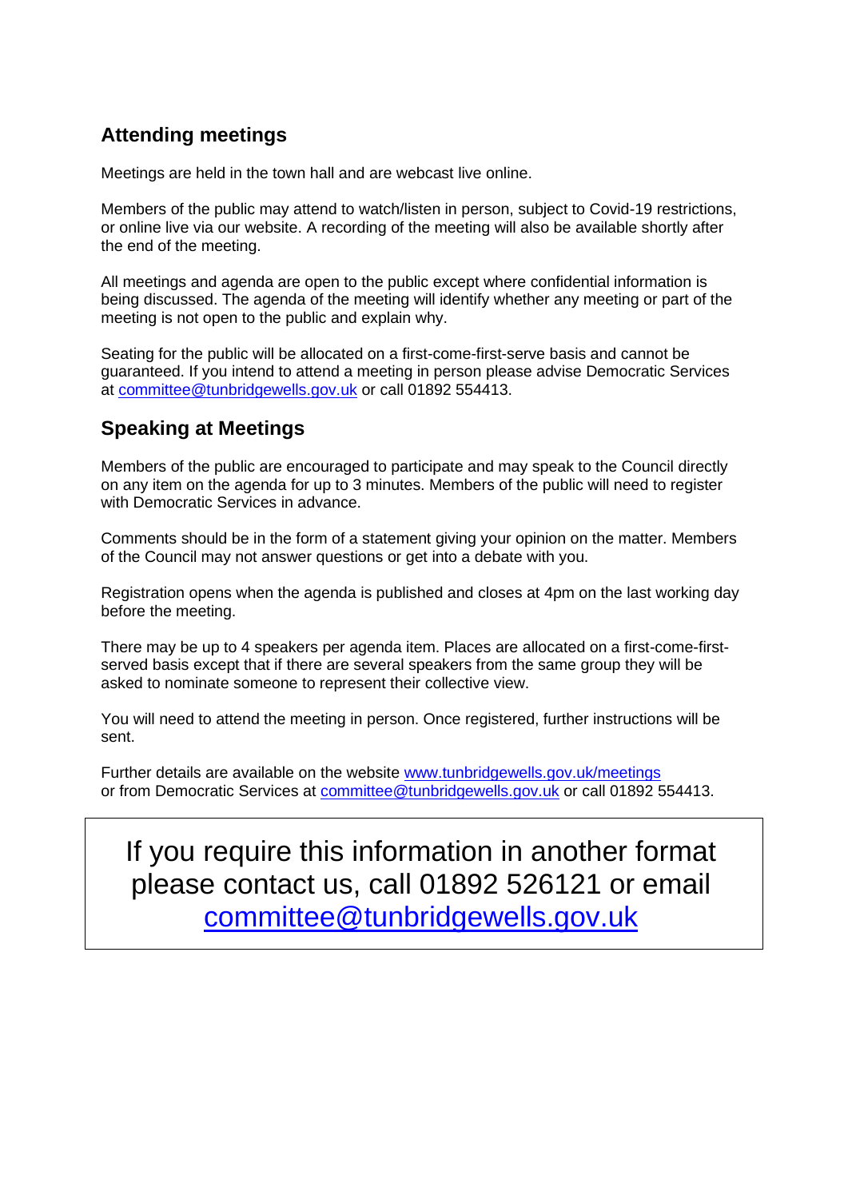## Attending meetings

Meetings are held in the town hall and are webcast live online.

Members of the public may attend to watch/listen in person, subject to Covid-19 restrictions, or online live via our website. A recording of the meeting will also be available shortly after the end of the meeting.

All meetings and agenda are open to the public except where confidential information is being discussed. The agenda of the meeting will identify whether any meeting or part of the meeting is not open to the public and explain why.

Seating for the public will be allocated on a first-come-first-serve basis and cannot be guaranteed. If you intend to attend a meeting in person please advise Democratic Services at committee@tunbridgewells.gov.uk or call 01892 554413.

## Speaking at Meetings

Members of the public are encouraged to participate and may speak to the Council directly on any item on the agenda for up to 3 minutes. Members of the public will need to register with Democratic Services in advance.

Comments should be in the form of a statement giving your opinion on the matter. Members of the Council may not answer questions or get into a debate with you.

Registration opens when the agenda is published and closes at 4pm on the last working day before the meeting.

There may be up to 4 speakers per agenda item. Places are allocated on a first-come-first-served basis except that if there are several speakers from the same group they will be asked to nominate someone to represent their collective view.

You will need to attend the meeting in person. Once registered, further instructions will be sent.

Further details are available on the website www.tunbridgewells.gov.uk/meetings or from Democratic Services at committee@tunbridgewells.gov.uk or call 01892 554413.

If you require this information in another format please contact us, call 01892 526121 or email committee@tunbridgewells.gov.uk